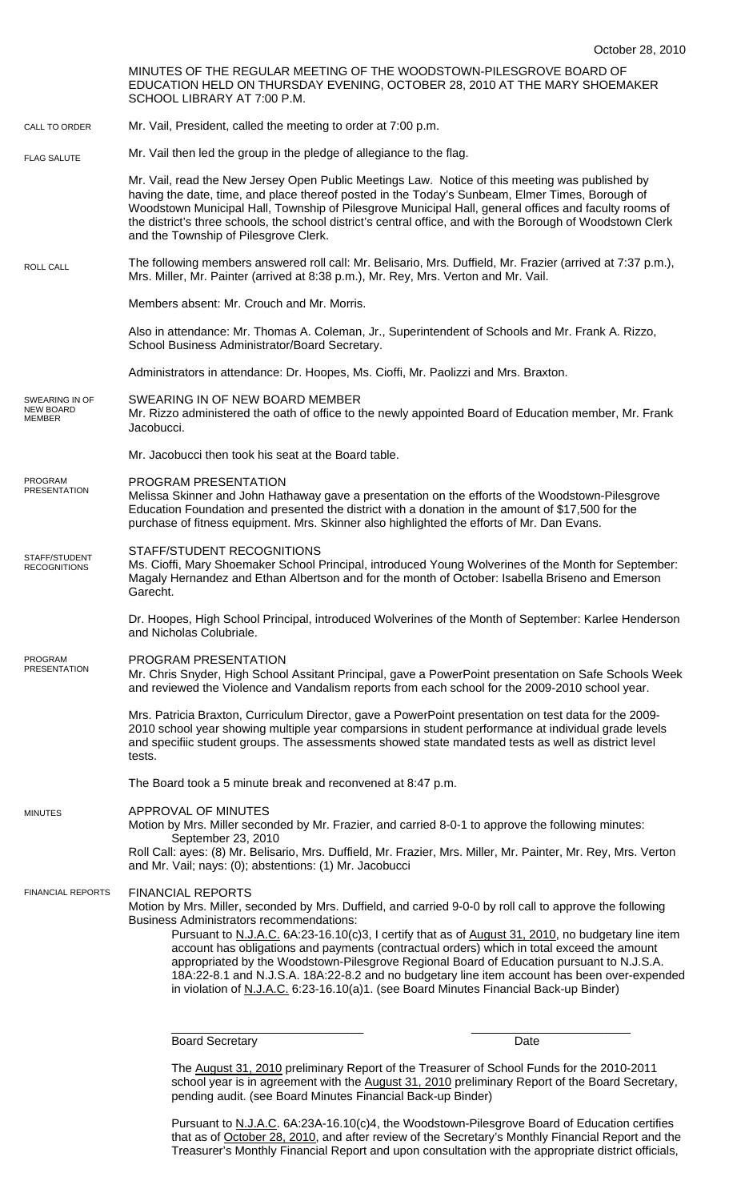October 28, 2010

MINUTES OF THE REGULAR MEETING OF THE WOODSTOWN-PILESGROVE BOARD OF EDUCATION HELD ON THURSDAY EVENING, OCTOBER 28, 2010 AT THE MARY SHOEMAKER SCHOOL LIBRARY AT 7:00 P.M.

CALL TO ORDER

Mr. Vail, President, called the meeting to order at 7:00 p.m.

FLAG SALUTE

Mr. Vail then led the group in the pledge of allegiance to the flag.

Mr. Vail, read the New Jersey Open Public Meetings Law. Notice of this meeting was published by having the date, time, and place thereof posted in the Today's Sunbeam, Elmer Times, Borough of Woodstown Municipal Hall, Township of Pilesgrove Municipal Hall, general offices and faculty rooms of the district's three schools, the school district's central office, and with the Borough of Woodstown Clerk and the Township of Pilesgrove Clerk.

ROLL CALL

The following members answered roll call: Mr. Belisario, Mrs. Duffield, Mr. Frazier (arrived at 7:37 p.m.), Mrs. Miller, Mr. Painter (arrived at 8:38 p.m.), Mr. Rey, Mrs. Verton and Mr. Vail.

Members absent: Mr. Crouch and Mr. Morris.

Also in attendance: Mr. Thomas A. Coleman, Jr., Superintendent of Schools and Mr. Frank A. Rizzo, School Business Administrator/Board Secretary.

Administrators in attendance: Dr. Hoopes, Ms. Cioffi, Mr. Paolizzi and Mrs. Braxton.

SWEARING IN OF NEW BOARD MEMBER

SWEARING IN OF NEW BOARD MEMBER
Mr. Rizzo administered the oath of office to the newly appointed Board of Education member, Mr. Frank Jacobucci.

Mr. Jacobucci then took his seat at the Board table.

PROGRAM PRESENTATION

PROGRAM PRESENTATION
Melissa Skinner and John Hathaway gave a presentation on the efforts of the Woodstown-Pilesgrove Education Foundation and presented the district with a donation in the amount of $17,500 for the purchase of fitness equipment. Mrs. Skinner also highlighted the efforts of Mr. Dan Evans.

STAFF/STUDENT RECOGNITIONS

STAFF/STUDENT RECOGNITIONS
Ms. Cioffi, Mary Shoemaker School Principal, introduced Young Wolverines of the Month for September: Magaly Hernandez and Ethan Albertson and for the month of October: Isabella Briseno and Emerson Garecht.

Dr. Hoopes, High School Principal, introduced Wolverines of the Month of September: Karlee Henderson and Nicholas Colubriale.

PROGRAM PRESENTATION

PROGRAM PRESENTATION
Mr. Chris Snyder, High School Assitant Principal, gave a PowerPoint presentation on Safe Schools Week and reviewed the Violence and Vandalism reports from each school for the 2009-2010 school year.

Mrs. Patricia Braxton, Curriculum Director, gave a PowerPoint presentation on test data for the 2009-2010 school year showing multiple year comparsions in student performance at individual grade levels and specifiic student groups. The assessments showed state mandated tests as well as district level tests.

The Board took a 5 minute break and reconvened at 8:47 p.m.

MINUTES

APPROVAL OF MINUTES
Motion by Mrs. Miller seconded by Mr. Frazier, and carried 8-0-1 to approve the following minutes:
September 23, 2010
Roll Call: ayes: (8) Mr. Belisario, Mrs. Duffield, Mr. Frazier, Mrs. Miller, Mr. Painter, Mr. Rey, Mrs. Verton and Mr. Vail; nays: (0); abstentions: (1) Mr. Jacobucci

FINANCIAL REPORTS

FINANCIAL REPORTS
Motion by Mrs. Miller, seconded by Mrs. Duffield, and carried 9-0-0 by roll call to approve the following Business Administrators recommendations:

Pursuant to N.J.A.C. 6A:23-16.10(c)3, I certify that as of August 31, 2010, no budgetary line item account has obligations and payments (contractual orders) which in total exceed the amount appropriated by the Woodstown-Pilesgrove Regional Board of Education pursuant to N.J.S.A. 18A:22-8.1 and N.J.S.A. 18A:22-8.2 and no budgetary line item account has been over-expended in violation of N.J.A.C. 6:23-16.10(a)1. (see Board Minutes Financial Back-up Binder)

Board Secretary ____________________ Date ____________________

The August 31, 2010 preliminary Report of the Treasurer of School Funds for the 2010-2011 school year is in agreement with the August 31, 2010 preliminary Report of the Board Secretary, pending audit. (see Board Minutes Financial Back-up Binder)

Pursuant to N.J.A.C. 6A:23A-16.10(c)4, the Woodstown-Pilesgrove Board of Education certifies that as of October 28, 2010, and after review of the Secretary's Monthly Financial Report and the Treasurer's Monthly Financial Report and upon consultation with the appropriate district officials,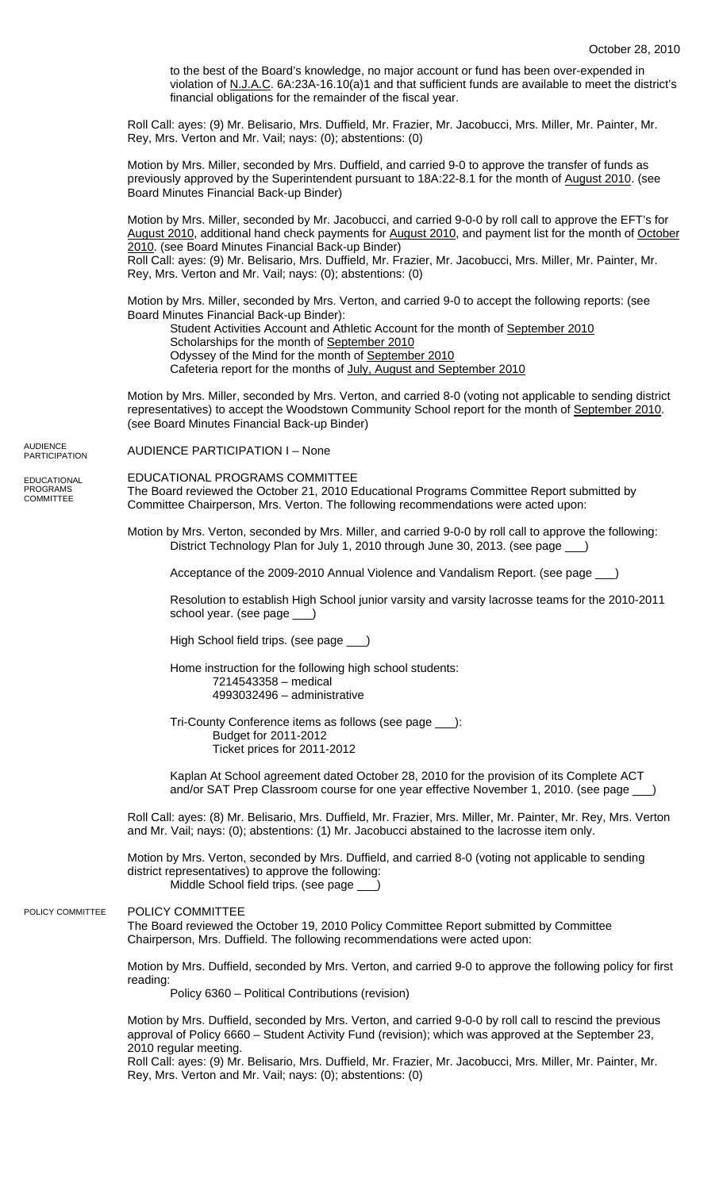to the best of the Board's knowledge, no major account or fund has been over-expended in violation of N.J.A.C. 6A:23A-16.10(a)1 and that sufficient funds are available to meet the district's financial obligations for the remainder of the fiscal year.

Roll Call: ayes: (9) Mr. Belisario, Mrs. Duffield, Mr. Frazier, Mr. Jacobucci, Mrs. Miller, Mr. Painter, Mr. Rey, Mrs. Verton and Mr. Vail; nays: (0); abstentions: (0)

Motion by Mrs. Miller, seconded by Mrs. Duffield, and carried 9-0 to approve the transfer of funds as previously approved by the Superintendent pursuant to 18A:22-8.1 for the month of August 2010. (see Board Minutes Financial Back-up Binder)

Motion by Mrs. Miller, seconded by Mr. Jacobucci, and carried 9-0-0 by roll call to approve the EFT's for August 2010, additional hand check payments for August 2010, and payment list for the month of October 2010. (see Board Minutes Financial Back-up Binder)
Roll Call: ayes: (9) Mr. Belisario, Mrs. Duffield, Mr. Frazier, Mr. Jacobucci, Mrs. Miller, Mr. Painter, Mr. Rey, Mrs. Verton and Mr. Vail; nays: (0); abstentions: (0)

Motion by Mrs. Miller, seconded by Mrs. Verton, and carried 9-0 to accept the following reports: (see Board Minutes Financial Back-up Binder):

- Student Activities Account and Athletic Account for the month of September 2010
- Scholarships for the month of September 2010
- Odyssey of the Mind for the month of September 2010
- Cafeteria report for the months of July, August and September 2010

Motion by Mrs. Miller, seconded by Mrs. Verton, and carried 8-0 (voting not applicable to sending district representatives) to accept the Woodstown Community School report for the month of September 2010. (see Board Minutes Financial Back-up Binder)

## AUDIENCE PARTICIPATION

AUDIENCE PARTICIPATION I – None

## EDUCATIONAL PROGRAMS COMMITTEE

EDUCATIONAL PROGRAMS COMMITTEE
The Board reviewed the October 21, 2010 Educational Programs Committee Report submitted by Committee Chairperson, Mrs. Verton. The following recommendations were acted upon:

Motion by Mrs. Verton, seconded by Mrs. Miller, and carried 9-0-0 by roll call to approve the following:
District Technology Plan for July 1, 2010 through June 30, 2013. (see page ___)

Acceptance of the 2009-2010 Annual Violence and Vandalism Report. (see page ___)

Resolution to establish High School junior varsity and varsity lacrosse teams for the 2010-2011 school year. (see page ___)

High School field trips. (see page ___)

Home instruction for the following high school students:
- 7214543358 – medical
- 4993032496 – administrative

Tri-County Conference items as follows (see page ___):
- Budget for 2011-2012
- Ticket prices for 2011-2012

Kaplan At School agreement dated October 28, 2010 for the provision of its Complete ACT and/or SAT Prep Classroom course for one year effective November 1, 2010. (see page ___)

Roll Call: ayes: (8) Mr. Belisario, Mrs. Duffield, Mr. Frazier, Mrs. Miller, Mr. Painter, Mr. Rey, Mrs. Verton and Mr. Vail; nays: (0); abstentions: (1) Mr. Jacobucci abstained to the lacrosse item only.

Motion by Mrs. Verton, seconded by Mrs. Duffield, and carried 8-0 (voting not applicable to sending district representatives) to approve the following:
Middle School field trips. (see page ___)

## POLICY COMMITTEE

POLICY COMMITTEE
The Board reviewed the October 19, 2010 Policy Committee Report submitted by Committee Chairperson, Mrs. Duffield. The following recommendations were acted upon:

Motion by Mrs. Duffield, seconded by Mrs. Verton, and carried 9-0 to approve the following policy for first reading:
Policy 6360 – Political Contributions (revision)

Motion by Mrs. Duffield, seconded by Mrs. Verton, and carried 9-0-0 by roll call to rescind the previous approval of Policy 6660 – Student Activity Fund (revision); which was approved at the September 23, 2010 regular meeting.
Roll Call: ayes: (9) Mr. Belisario, Mrs. Duffield, Mr. Frazier, Mr. Jacobucci, Mrs. Miller, Mr. Painter, Mr. Rey, Mrs. Verton and Mr. Vail; nays: (0); abstentions: (0)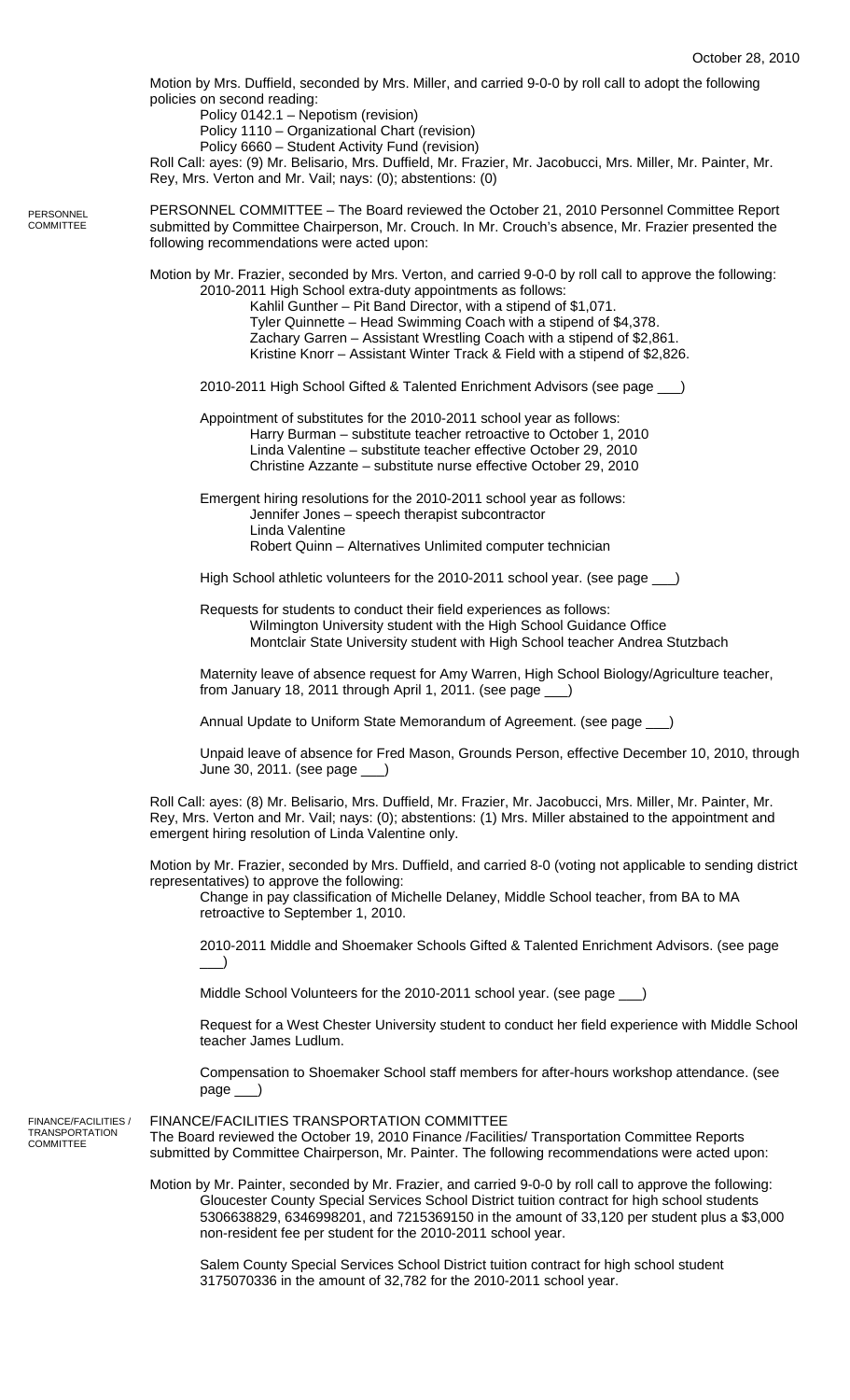Motion by Mrs. Duffield, seconded by Mrs. Miller, and carried 9-0-0 by roll call to adopt the following policies on second reading:

Policy 0142.1 – Nepotism (revision)
Policy 1110 – Organizational Chart (revision)
Policy 6660 – Student Activity Fund (revision)

Roll Call: ayes: (9) Mr. Belisario, Mrs. Duffield, Mr. Frazier, Mr. Jacobucci, Mrs. Miller, Mr. Painter, Mr. Rey, Mrs. Verton and Mr. Vail; nays: (0); abstentions: (0)

PERSONNEL COMMITTEE

PERSONNEL COMMITTEE – The Board reviewed the October 21, 2010 Personnel Committee Report submitted by Committee Chairperson, Mr. Crouch. In Mr. Crouch's absence, Mr. Frazier presented the following recommendations were acted upon:

Motion by Mr. Frazier, seconded by Mrs. Verton, and carried 9-0-0 by roll call to approve the following:

2010-2011 High School extra-duty appointments as follows:
- Kahlil Gunther – Pit Band Director, with a stipend of $1,071.
- Tyler Quinnette – Head Swimming Coach with a stipend of $4,378.
- Zachary Garren – Assistant Wrestling Coach with a stipend of $2,861.
- Kristine Knorr – Assistant Winter Track & Field with a stipend of $2,826.

2010-2011 High School Gifted & Talented Enrichment Advisors (see page ___)

Appointment of substitutes for the 2010-2011 school year as follows:
- Harry Burman – substitute teacher retroactive to October 1, 2010
- Linda Valentine – substitute teacher effective October 29, 2010
- Christine Azzante – substitute nurse effective October 29, 2010

Emergent hiring resolutions for the 2010-2011 school year as follows:
- Jennifer Jones – speech therapist subcontractor
- Linda Valentine
- Robert Quinn – Alternatives Unlimited computer technician

High School athletic volunteers for the 2010-2011 school year. (see page ___)

Requests for students to conduct their field experiences as follows:
- Wilmington University student with the High School Guidance Office
- Montclair State University student with High School teacher Andrea Stutzbach

Maternity leave of absence request for Amy Warren, High School Biology/Agriculture teacher, from January 18, 2011 through April 1, 2011. (see page ___)

Annual Update to Uniform State Memorandum of Agreement. (see page ___)

Unpaid leave of absence for Fred Mason, Grounds Person, effective December 10, 2010, through June 30, 2011. (see page ___)

Roll Call: ayes: (8) Mr. Belisario, Mrs. Duffield, Mr. Frazier, Mr. Jacobucci, Mrs. Miller, Mr. Painter, Mr. Rey, Mrs. Verton and Mr. Vail; nays: (0); abstentions: (1) Mrs. Miller abstained to the appointment and emergent hiring resolution of Linda Valentine only.

Motion by Mr. Frazier, seconded by Mrs. Duffield, and carried 8-0 (voting not applicable to sending district representatives) to approve the following:

Change in pay classification of Michelle Delaney, Middle School teacher, from BA to MA retroactive to September 1, 2010.

2010-2011 Middle and Shoemaker Schools Gifted & Talented Enrichment Advisors. (see page ___)

Middle School Volunteers for the 2010-2011 school year. (see page ___)

Request for a West Chester University student to conduct her field experience with Middle School teacher James Ludlum.

Compensation to Shoemaker School staff members for after-hours workshop attendance. (see page ___)

FINANCE/FACILITIES / TRANSPORTATION COMMITTEE

FINANCE/FACILITIES TRANSPORTATION COMMITTEE

The Board reviewed the October 19, 2010 Finance /Facilities/ Transportation Committee Reports submitted by Committee Chairperson, Mr. Painter. The following recommendations were acted upon:

Motion by Mr. Painter, seconded by Mr. Frazier, and carried 9-0-0 by roll call to approve the following:

Gloucester County Special Services School District tuition contract for high school students 5306638829, 6346998201, and 7215369150 in the amount of 33,120 per student plus a $3,000 non-resident fee per student for the 2010-2011 school year.

Salem County Special Services School District tuition contract for high school student 3175070336 in the amount of 32,782 for the 2010-2011 school year.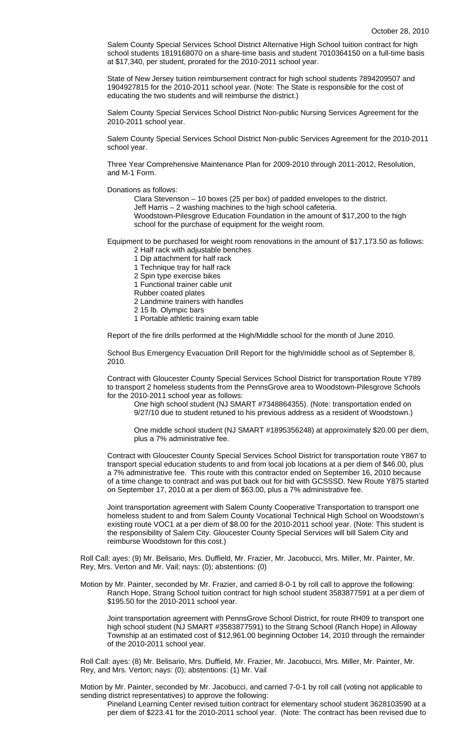Salem County Special Services School District Alternative High School tuition contract for high school students 1819168070 on a share-time basis and student 7010364150 on a full-time basis at $17,340, per student, prorated for the 2010-2011 school year.

State of New Jersey tuition reimbursement contract for high school students 7894209507 and 1904927815 for the 2010-2011 school year. (Note: The State is responsible for the cost of educating the two students and will reimburse the district.)

Salem County Special Services School District Non-public Nursing Services Agreement for the 2010-2011 school year.

Salem County Special Services School District Non-public Services Agreement for the 2010-2011 school year.

Three Year Comprehensive Maintenance Plan for 2009-2010 through 2011-2012, Resolution, and M-1 Form.

Donations as follows:

Clara Stevenson – 10 boxes (25 per box) of padded envelopes to the district.
Jeff Harris – 2 washing machines to the high school cafeteria.
Woodstown-Pilesgrove Education Foundation in the amount of $17,200 to the high school for the purchase of equipment for the weight room.

Equipment to be purchased for weight room renovations in the amount of $17,173.50 as follows:

2 Half rack with adjustable benches
1 Dip attachment for half rack
1 Technique tray for half rack
2 Spin type exercise bikes
1 Functional trainer cable unit
Rubber coated plates
2 Landmine trainers with handles
2 15 lb. Olympic bars
1 Portable athletic training exam table

Report of the fire drills performed at the High/Middle school for the month of June 2010.

School Bus Emergency Evacuation Drill Report for the high/middle school as of September 8, 2010.

Contract with Gloucester County Special Services School District for transportation Route Y789 to transport 2 homeless students from the PennsGrove area to Woodstown-Pilesgrove Schools for the 2010-2011 school year as follows:

One high school student (NJ SMART #7348864355). (Note: transportation ended on 9/27/10 due to student retuned to his previous address as a resident of Woodstown.)

One middle school student (NJ SMART #1895356248) at approximately $20.00 per diem, plus a 7% administrative fee.

Contract with Gloucester County Special Services School District for transportation route Y867 to transport special education students to and from local job locations at a per diem of $46.00, plus a 7% administrative fee. This route with this contractor ended on September 16, 2010 because of a time change to contract and was put back out for bid with GCSSSD. New Route Y875 started on September 17, 2010 at a per diem of $63.00, plus a 7% administrative fee.

Joint transportation agreement with Salem County Cooperative Transportation to transport one homeless student to and from Salem County Vocational Technical High School on Woodstown's existing route VOC1 at a per diem of $8.00 for the 2010-2011 school year. (Note: This student is the responsibility of Salem City. Gloucester County Special Services will bill Salem City and reimburse Woodstown for this cost.)

Roll Call: ayes: (9) Mr. Belisario, Mrs. Duffield, Mr. Frazier, Mr. Jacobucci, Mrs. Miller, Mr. Painter, Mr. Rey, Mrs. Verton and Mr. Vail; nays: (0); abstentions: (0)

Motion by Mr. Painter, seconded by Mr. Frazier, and carried 8-0-1 by roll call to approve the following:

Ranch Hope, Strang School tuition contract for high school student 3583877591 at a per diem of $195.50 for the 2010-2011 school year.

Joint transportation agreement with PennsGrove School District, for route RH09 to transport one high school student (NJ SMART #3583877591) to the Strang School (Ranch Hope) in Alloway Township at an estimated cost of $12,961.00 beginning October 14, 2010 through the remainder of the 2010-2011 school year.

Roll Call: ayes: (8) Mr. Belisario, Mrs. Duffield, Mr. Frazier, Mr. Jacobucci, Mrs. Miller, Mr. Painter, Mr. Rey, and Mrs. Verton; nays: (0); abstentions: (1) Mr. Vail

Motion by Mr. Painter, seconded by Mr. Jacobucci, and carried 7-0-1 by roll call (voting not applicable to sending district representatives) to approve the following:

Pineland Learning Center revised tuition contract for elementary school student 3628103590 at a per diem of $223.41 for the 2010-2011 school year. (Note: The contract has been revised due to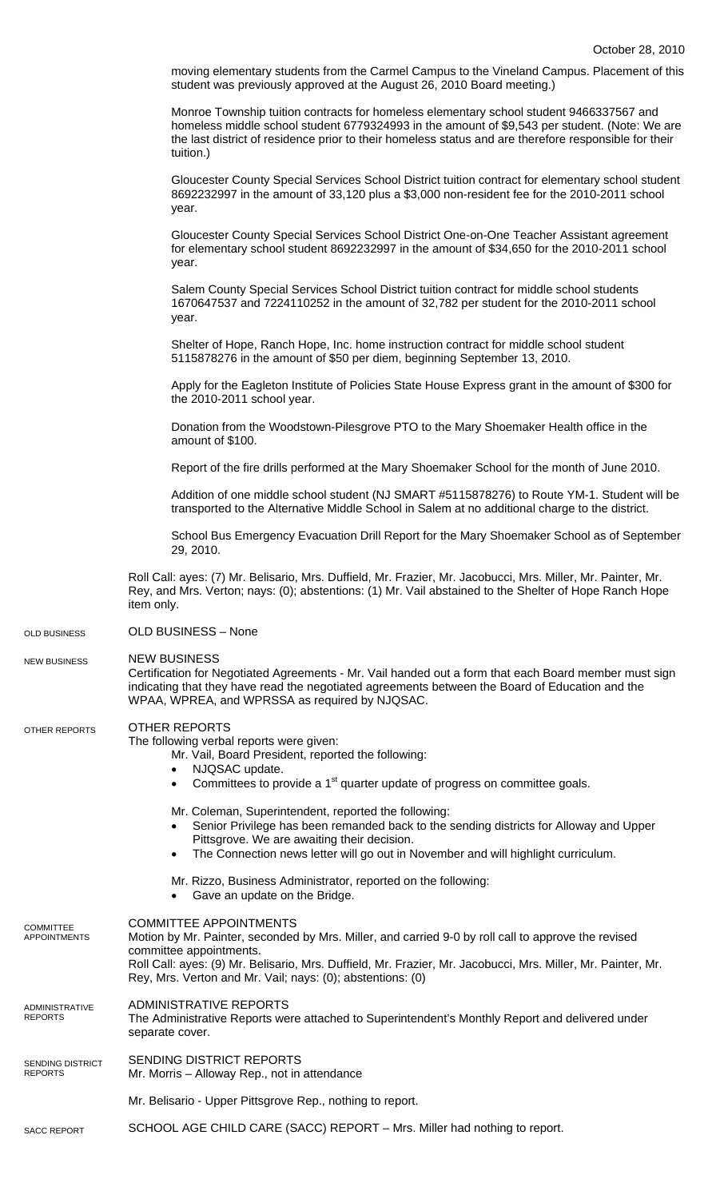moving elementary students from the Carmel Campus to the Vineland Campus. Placement of this student was previously approved at the August 26, 2010 Board meeting.)

Monroe Township tuition contracts for homeless elementary school student 9466337567 and homeless middle school student 6779324993 in the amount of $9,543 per student. (Note: We are the last district of residence prior to their homeless status and are therefore responsible for their tuition.)

Gloucester County Special Services School District tuition contract for elementary school student 8692232997 in the amount of 33,120 plus a $3,000 non-resident fee for the 2010-2011 school year.

Gloucester County Special Services School District One-on-One Teacher Assistant agreement for elementary school student 8692232997 in the amount of $34,650 for the 2010-2011 school year.

Salem County Special Services School District tuition contract for middle school students 1670647537 and 7224110252 in the amount of 32,782 per student for the 2010-2011 school year.

Shelter of Hope, Ranch Hope, Inc. home instruction contract for middle school student 5115878276 in the amount of $50 per diem, beginning September 13, 2010.

Apply for the Eagleton Institute of Policies State House Express grant in the amount of $300 for the 2010-2011 school year.

Donation from the Woodstown-Pilesgrove PTO to the Mary Shoemaker Health office in the amount of $100.

Report of the fire drills performed at the Mary Shoemaker School for the month of June 2010.

Addition of one middle school student (NJ SMART #5115878276) to Route YM-1. Student will be transported to the Alternative Middle School in Salem at no additional charge to the district.

School Bus Emergency Evacuation Drill Report for the Mary Shoemaker School as of September 29, 2010.

Roll Call: ayes: (7) Mr. Belisario, Mrs. Duffield, Mr. Frazier, Mr. Jacobucci, Mrs. Miller, Mr. Painter, Mr. Rey, and Mrs. Verton; nays: (0); abstentions: (1) Mr. Vail abstained to the Shelter of Hope Ranch Hope item only.

OLD BUSINESS

OLD BUSINESS – None

NEW BUSINESS

NEW BUSINESS

Certification for Negotiated Agreements - Mr. Vail handed out a form that each Board member must sign indicating that they have read the negotiated agreements between the Board of Education and the WPAA, WPREA, and WPRSSA as required by NJQSAC.

OTHER REPORTS

OTHER REPORTS

The following verbal reports were given:

Mr. Vail, Board President, reported the following:

- NJQSAC update.
- Committees to provide a 1st quarter update of progress on committee goals.

Mr. Coleman, Superintendent, reported the following:

- Senior Privilege has been remanded back to the sending districts for Alloway and Upper Pittsgrove. We are awaiting their decision.
- The Connection news letter will go out in November and will highlight curriculum.

Mr. Rizzo, Business Administrator, reported on the following:

- Gave an update on the Bridge.

COMMITTEE APPOINTMENTS

COMMITTEE APPOINTMENTS

Motion by Mr. Painter, seconded by Mrs. Miller, and carried 9-0 by roll call to approve the revised committee appointments.

Roll Call: ayes: (9) Mr. Belisario, Mrs. Duffield, Mr. Frazier, Mr. Jacobucci, Mrs. Miller, Mr. Painter, Mr. Rey, Mrs. Verton and Mr. Vail; nays: (0); abstentions: (0)

ADMINISTRATIVE REPORTS

ADMINISTRATIVE REPORTS

The Administrative Reports were attached to Superintendent's Monthly Report and delivered under separate cover.

SENDING DISTRICT REPORTS

SENDING DISTRICT REPORTS

Mr. Morris – Alloway Rep., not in attendance

Mr. Belisario - Upper Pittsgrove Rep., nothing to report.

SACC REPORT

SCHOOL AGE CHILD CARE (SACC) REPORT – Mrs. Miller had nothing to report.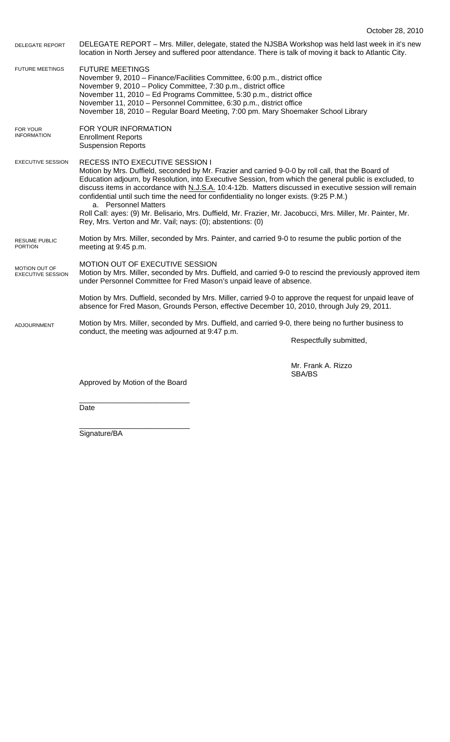October 28, 2010

DELEGATE REPORT

DELEGATE REPORT – Mrs. Miller, delegate, stated the NJSBA Workshop was held last week in it's new location in North Jersey and suffered poor attendance. There is talk of moving it back to Atlantic City.

FUTURE MEETINGS

FUTURE MEETINGS
November 9, 2010 – Finance/Facilities Committee, 6:00 p.m., district office
November 9, 2010 – Policy Committee, 7:30 p.m., district office
November 11, 2010 – Ed Programs Committee, 5:30 p.m., district office
November 11, 2010 – Personnel Committee, 6:30 p.m., district office
November 18, 2010 – Regular Board Meeting, 7:00 pm. Mary Shoemaker School Library

FOR YOUR INFORMATION

FOR YOUR INFORMATION
Enrollment Reports
Suspension Reports

EXECUTIVE SESSION

RECESS INTO EXECUTIVE SESSION I
Motion by Mrs. Duffield, seconded by Mr. Frazier and carried 9-0-0 by roll call, that the Board of Education adjourn, by Resolution, into Executive Session, from which the general public is excluded, to discuss items in accordance with N.J.S.A. 10:4-12b. Matters discussed in executive session will remain confidential until such time the need for confidentiality no longer exists. (9:25 P.M.)

a. Personnel Matters

Roll Call: ayes: (9) Mr. Belisario, Mrs. Duffield, Mr. Frazier, Mr. Jacobucci, Mrs. Miller, Mr. Painter, Mr. Rey, Mrs. Verton and Mr. Vail; nays: (0); abstentions: (0)

RESUME PUBLIC PORTION

Motion by Mrs. Miller, seconded by Mrs. Painter, and carried 9-0 to resume the public portion of the meeting at 9:45 p.m.

MOTION OUT OF EXECUTIVE SESSION

MOTION OUT OF EXECUTIVE SESSION
Motion by Mrs. Miller, seconded by Mrs. Duffield, and carried 9-0 to rescind the previously approved item under Personnel Committee for Fred Mason's unpaid leave of absence.

Motion by Mrs. Duffield, seconded by Mrs. Miller, carried 9-0 to approve the request for unpaid leave of absence for Fred Mason, Grounds Person, effective December 10, 2010, through July 29, 2011.

ADJOURNMENT

Motion by Mrs. Miller, seconded by Mrs. Duffield, and carried 9-0, there being no further business to conduct, the meeting was adjourned at 9:47 p.m.

Respectfully submitted,

Mr. Frank A. Rizzo
SBA/BS

Approved by Motion of the Board

\_\_\_\_\_\_\_\_\_\_\_\_\_\_\_\_\_\_\_\_\_\_\_\_\_\_\_\_
Date

\_\_\_\_\_\_\_\_\_\_\_\_\_\_\_\_\_\_\_\_\_\_\_\_\_\_\_\_
Signature/BA